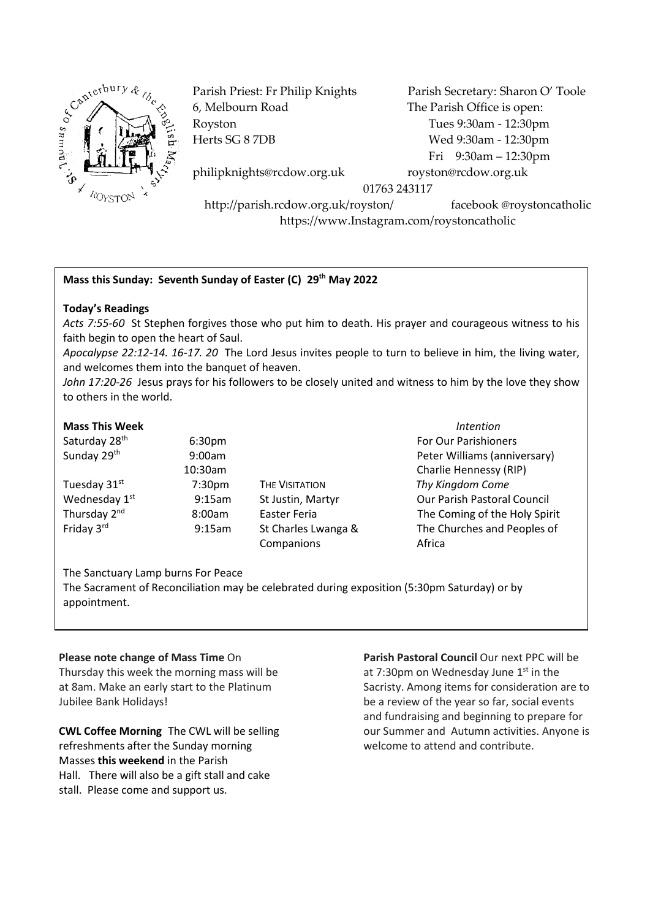Parish Priest: Fr Philip Knights
6, Melbourn Road
Royston
Herts SG 8 7DB

philipknights@rcdow.org.uk

Parish Secretary: Sharon O' Toole
The Parish Office is open:
Tues 9:30am - 12:30pm
Wed 9:30am - 12:30pm
Fri 9:30am – 12:30pm

royston@rcdow.org.uk

01763 243117

http://parish.rcdow.org.uk/royston/ facebook @roystoncatholic
https://www.Instagram.com/roystoncatholic

**Mass this Sunday: Seventh Sunday of Easter (C) 29th May 2022**

**Today's Readings**

*Acts 7:55-60* St Stephen forgives those who put him to death. His prayer and courageous witness to his faith begin to open the heart of Saul.

*Apocalypse 22:12-14. 16-17. 20* The Lord Jesus invites people to turn to believe in him, the living water, and welcomes them into the banquet of heaven.

*John 17:20-26* Jesus prays for his followers to be closely united and witness to him by the love they show to others in the world.

| **Mass This Week** | | | *Intention* |
|---|---|---|---|
| Saturday 28th | 6:30pm | | For Our Parishioners |
| Sunday 29th | 9:00am | | Peter Williams (anniversary) |
| | 10:30am | | Charlie Hennessy (RIP) |
| Tuesday 31st | 7:30pm | THE VISITATION | *Thy Kingdom Come* |
| Wednesday 1st | 9:15am | St Justin, Martyr | Our Parish Pastoral Council |
| Thursday 2nd | 8:00am | Easter Feria | The Coming of the Holy Spirit |
| Friday 3rd | 9:15am | St Charles Lwanga & Companions | The Churches and Peoples of Africa |

The Sanctuary Lamp burns For Peace

The Sacrament of Reconciliation may be celebrated during exposition (5:30pm Saturday) or by appointment.

**Please note change of Mass Time** On Thursday this week the morning mass will be at 8am. Make an early start to the Platinum Jubilee Bank Holidays!

**CWL Coffee Morning** The CWL will be selling refreshments after the Sunday morning Masses **this weekend** in the Parish Hall. There will also be a gift stall and cake stall. Please come and support us.

**Parish Pastoral Council** Our next PPC will be at 7:30pm on Wednesday June 1st in the Sacristy. Among items for consideration are to be a review of the year so far, social events and fundraising and beginning to prepare for our Summer and Autumn activities. Anyone is welcome to attend and contribute.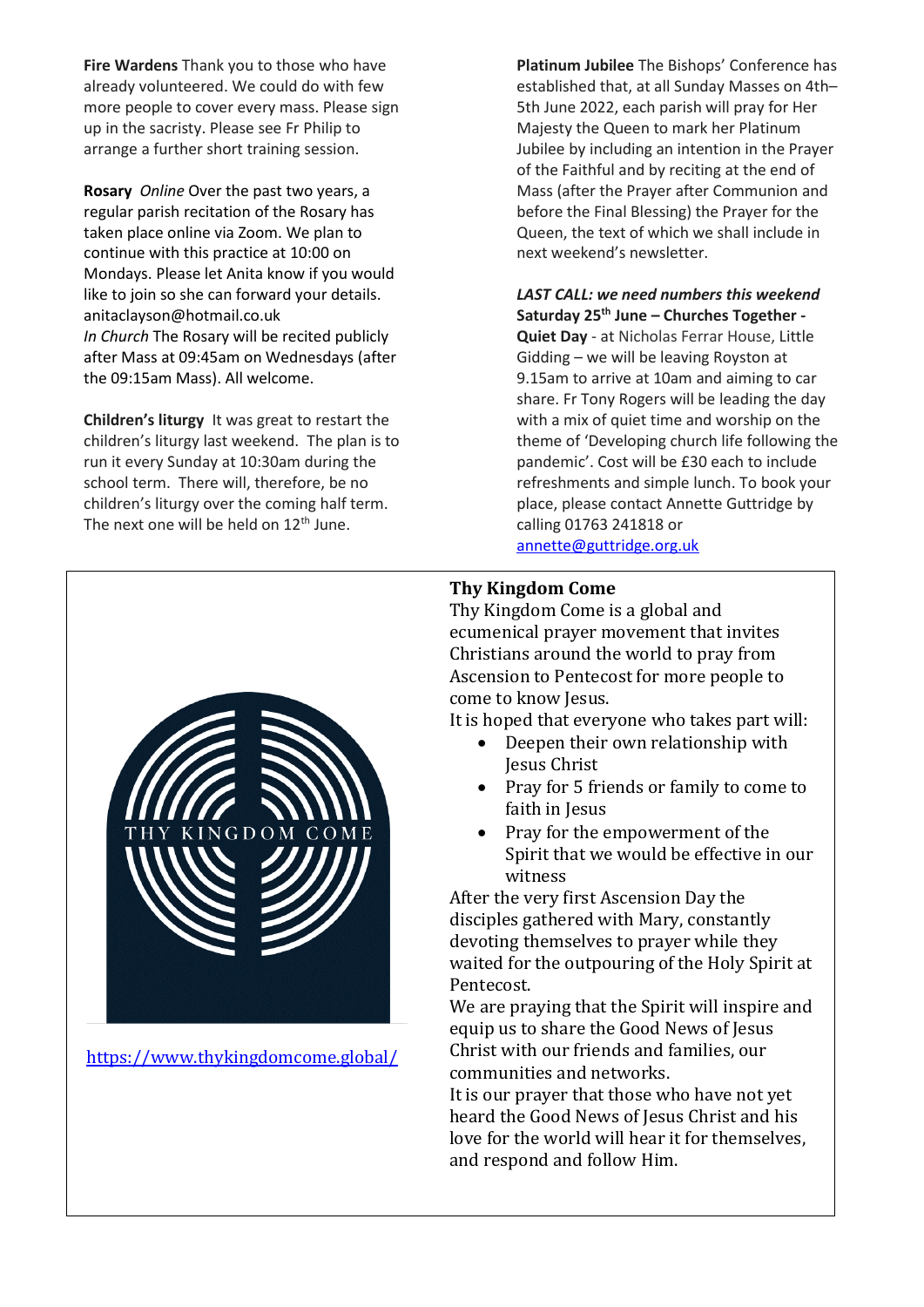**Fire Wardens** Thank you to those who have already volunteered. We could do with few more people to cover every mass. Please sign up in the sacristy. Please see Fr Philip to arrange a further short training session.

**Rosary** *Online* Over the past two years, a regular parish recitation of the Rosary has taken place online via Zoom. We plan to continue with this practice at 10:00 on Mondays. Please let Anita know if you would like to join so she can forward your details. anitaclayson@hotmail.co.uk
*In Church* The Rosary will be recited publicly after Mass at 09:45am on Wednesdays (after the 09:15am Mass). All welcome.

**Children's liturgy** It was great to restart the children's liturgy last weekend. The plan is to run it every Sunday at 10:30am during the school term. There will, therefore, be no children's liturgy over the coming half term. The next one will be held on 12th June.

**Platinum Jubilee** The Bishops' Conference has established that, at all Sunday Masses on 4th–5th June 2022, each parish will pray for Her Majesty the Queen to mark her Platinum Jubilee by including an intention in the Prayer of the Faithful and by reciting at the end of Mass (after the Prayer after Communion and before the Final Blessing) the Prayer for the Queen, the text of which we shall include in next weekend's newsletter.

***LAST CALL: we need numbers this weekend***
**Saturday 25th June – Churches Together - Quiet Day** - at Nicholas Ferrar House, Little Gidding – we will be leaving Royston at 9.15am to arrive at 10am and aiming to car share. Fr Tony Rogers will be leading the day with a mix of quiet time and worship on the theme of 'Developing church life following the pandemic'. Cost will be £30 each to include refreshments and simple lunch. To book your place, please contact Annette Guttridge by calling 01763 241818 or annette@guttridge.org.uk

THY KINGDOM COME

https://www.thykingdomcome.global/

**Thy Kingdom Come**

Thy Kingdom Come is a global and ecumenical prayer movement that invites Christians around the world to pray from Ascension to Pentecost for more people to come to know Jesus.

It is hoped that everyone who takes part will:

- Deepen their own relationship with Jesus Christ
- Pray for 5 friends or family to come to faith in Jesus
- Pray for the empowerment of the Spirit that we would be effective in our witness

After the very first Ascension Day the disciples gathered with Mary, constantly devoting themselves to prayer while they waited for the outpouring of the Holy Spirit at Pentecost.

We are praying that the Spirit will inspire and equip us to share the Good News of Jesus Christ with our friends and families, our communities and networks.

It is our prayer that those who have not yet heard the Good News of Jesus Christ and his love for the world will hear it for themselves, and respond and follow Him.